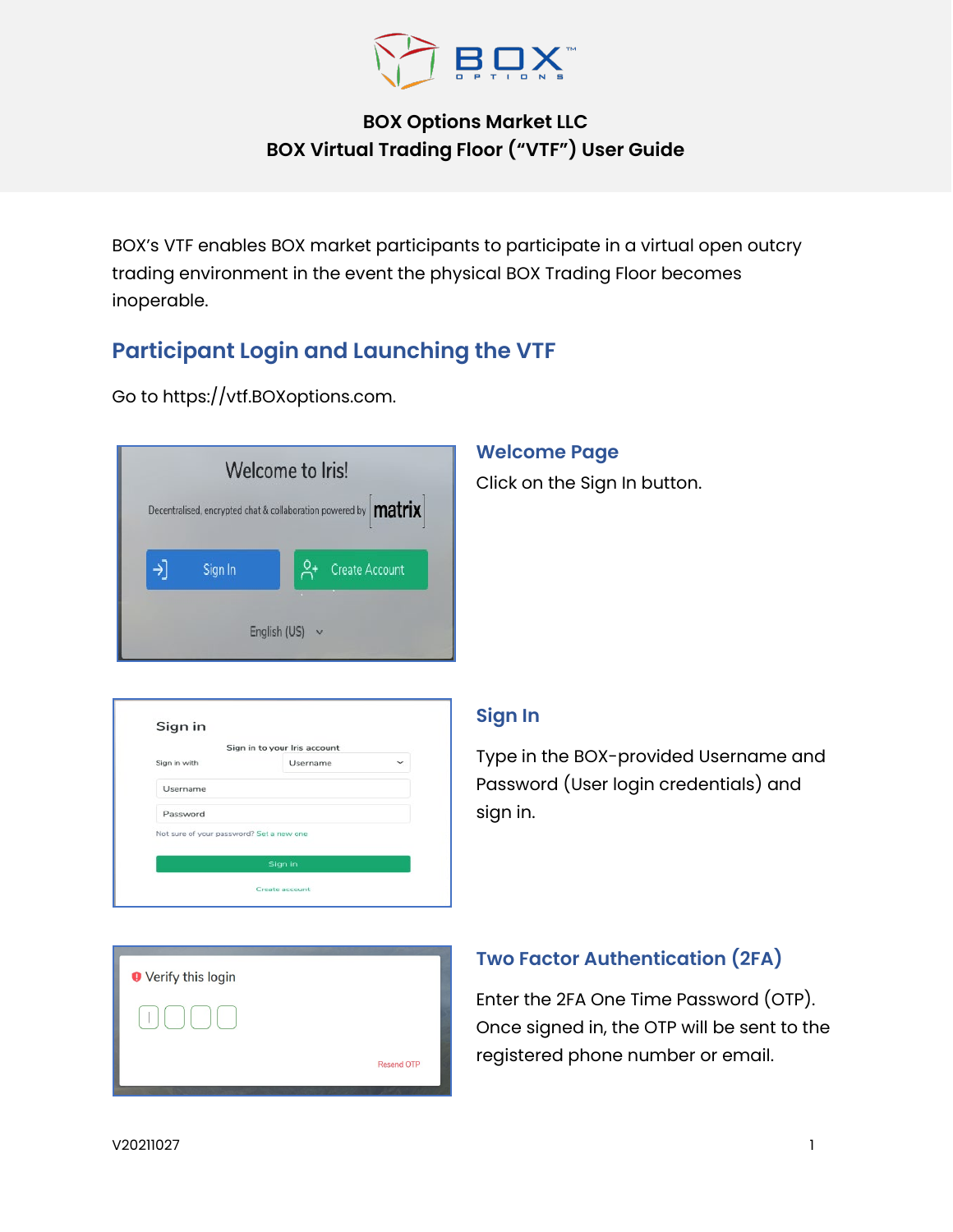# BOX Options Market LLC
## BOX Virtual Trading Floor ("VTF") User Guide

BOX's VTF enables BOX market participants to participate in a virtual open outcry trading environment in the event the physical BOX Trading Floor becomes inoperable.

## Participant Login and Launching the VTF

Go to https://vtf.BOXoptions.com.

### Welcome Page

Click on the Sign In button.

### Sign In

Type in the BOX-provided Username and Password (User login credentials) and sign in.

### Two Factor Authentication (2FA)

Enter the 2FA One Time Password (OTP). Once signed in, the OTP will be sent to the registered phone number or email.

V20211027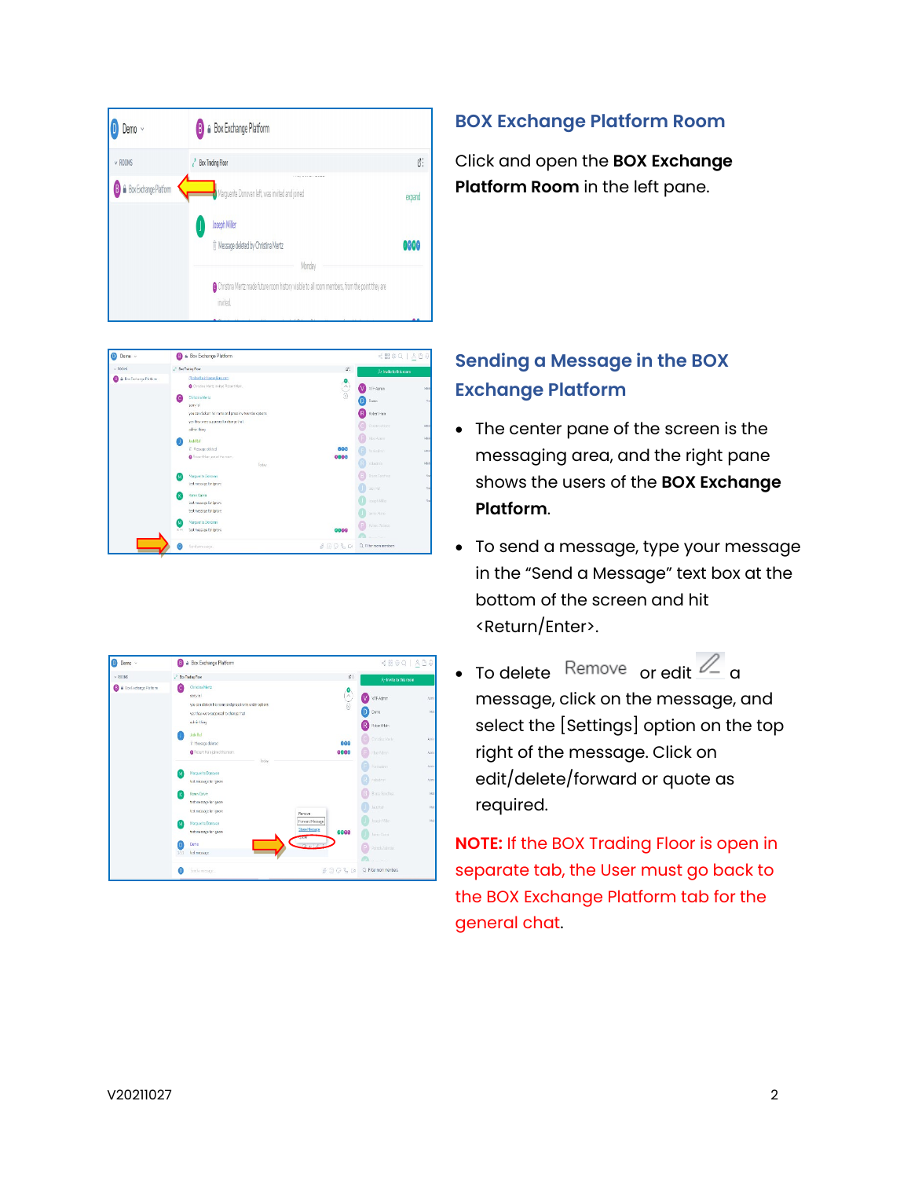## BOX Exchange Platform Room

Click and open the **BOX Exchange Platform Room** in the left pane.

## Sending a Message in the BOX Exchange Platform

- The center pane of the screen is the messaging area, and the right pane shows the users of the **BOX Exchange Platform**.
- To send a message, type your message in the "Send a Message" text box at the bottom of the screen and hit <Return/Enter>.
- To delete Remove or edit a message, click on the message, and select the [Settings] option on the top right of the message. Click on edit/delete/forward or quote as required.

**NOTE:** If the BOX Trading Floor is open in separate tab, the User must go back to the BOX Exchange Platform tab for the general chat.

V20211027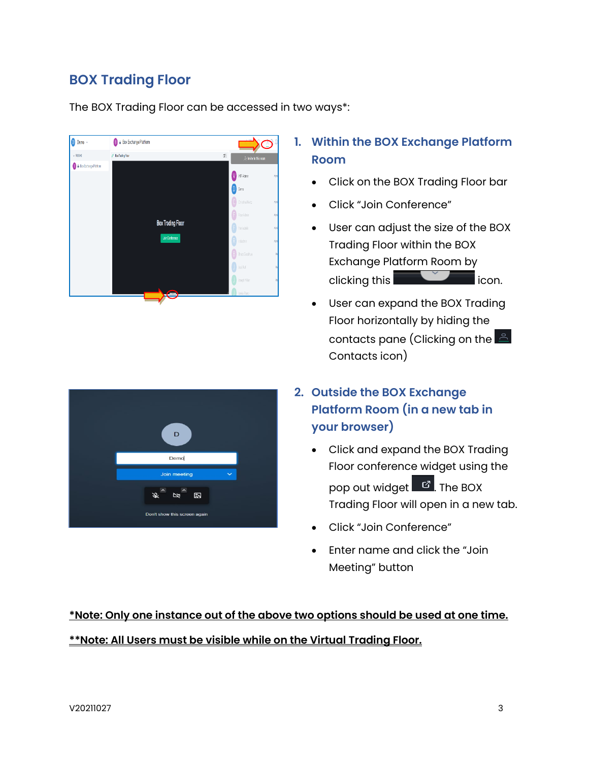## BOX Trading Floor

The BOX Trading Floor can be accessed in two ways*:

### 1. Within the BOX Exchange Platform Room

- Click on the BOX Trading Floor bar
- Click "Join Conference"
- User can adjust the size of the BOX Trading Floor within the BOX Exchange Platform Room by clicking this icon.
- User can expand the BOX Trading Floor horizontally by hiding the contacts pane (Clicking on the Contacts icon)

### 2. Outside the BOX Exchange Platform Room (in a new tab in your browser)

- Click and expand the BOX Trading Floor conference widget using the pop out widget . The BOX Trading Floor will open in a new tab.
- Click "Join Conference"
- Enter name and click the "Join Meeting" button

***Note: Only one instance out of the above two options should be used at one time.***

****Note: All Users must be visible while on the Virtual Trading Floor.***

V20211027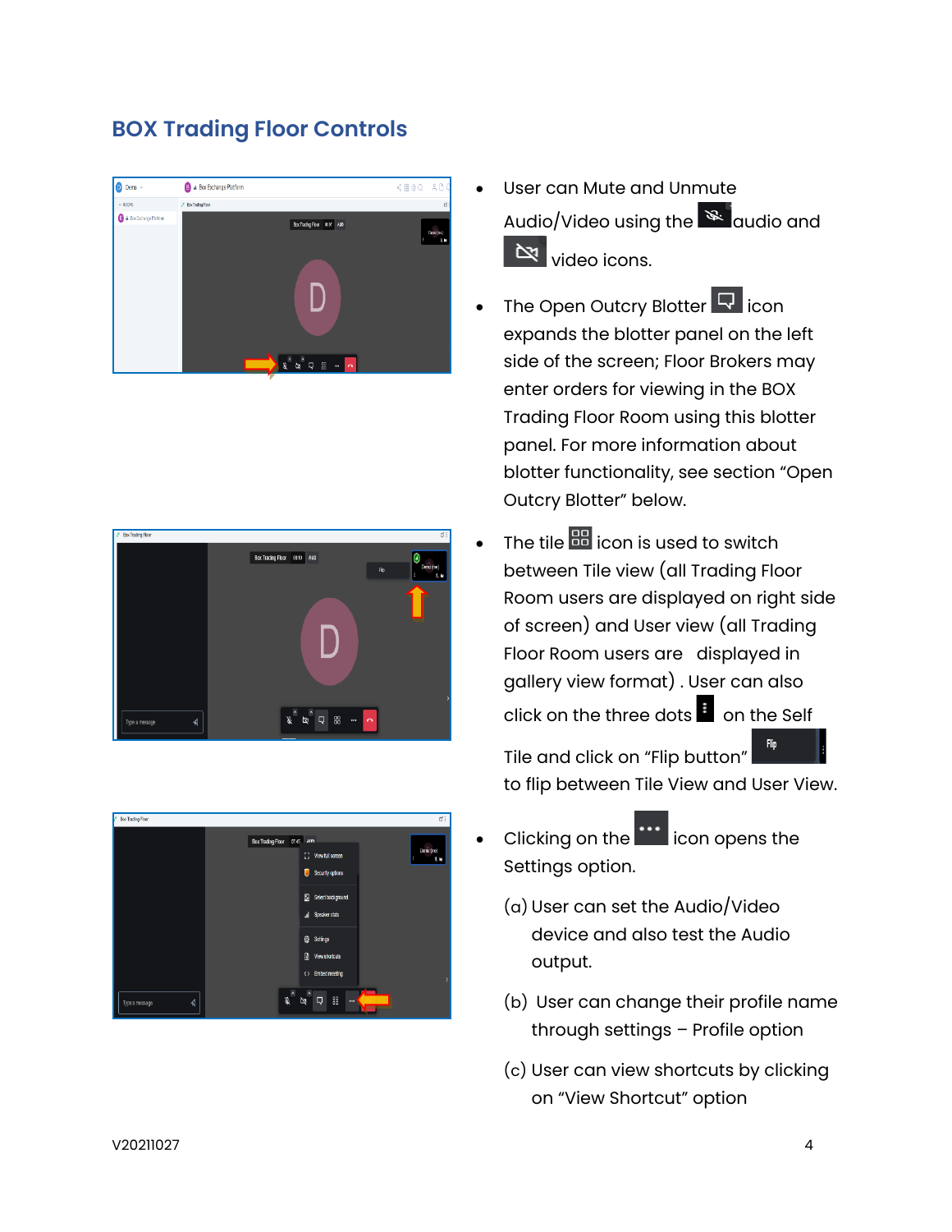## BOX Trading Floor Controls

- User can Mute and Unmute Audio/Video using the audio and video icons.
- The Open Outcry Blotter icon expands the blotter panel on the left side of the screen; Floor Brokers may enter orders for viewing in the BOX Trading Floor Room using this blotter panel. For more information about blotter functionality, see section "Open Outcry Blotter" below.
- The tile icon is used to switch between Tile view (all Trading Floor Room users are displayed on right side of screen) and User view (all Trading Floor Room users are displayed in gallery view format) . User can also click on the three dots on the Self Tile and click on "Flip button" to flip between Tile View and User View.
- Clicking on the icon opens the Settings option.

  (a) User can set the Audio/Video device and also test the Audio output.

  (b) User can change their profile name through settings – Profile option

  (c) User can view shortcuts by clicking on "View Shortcut" option

V20211027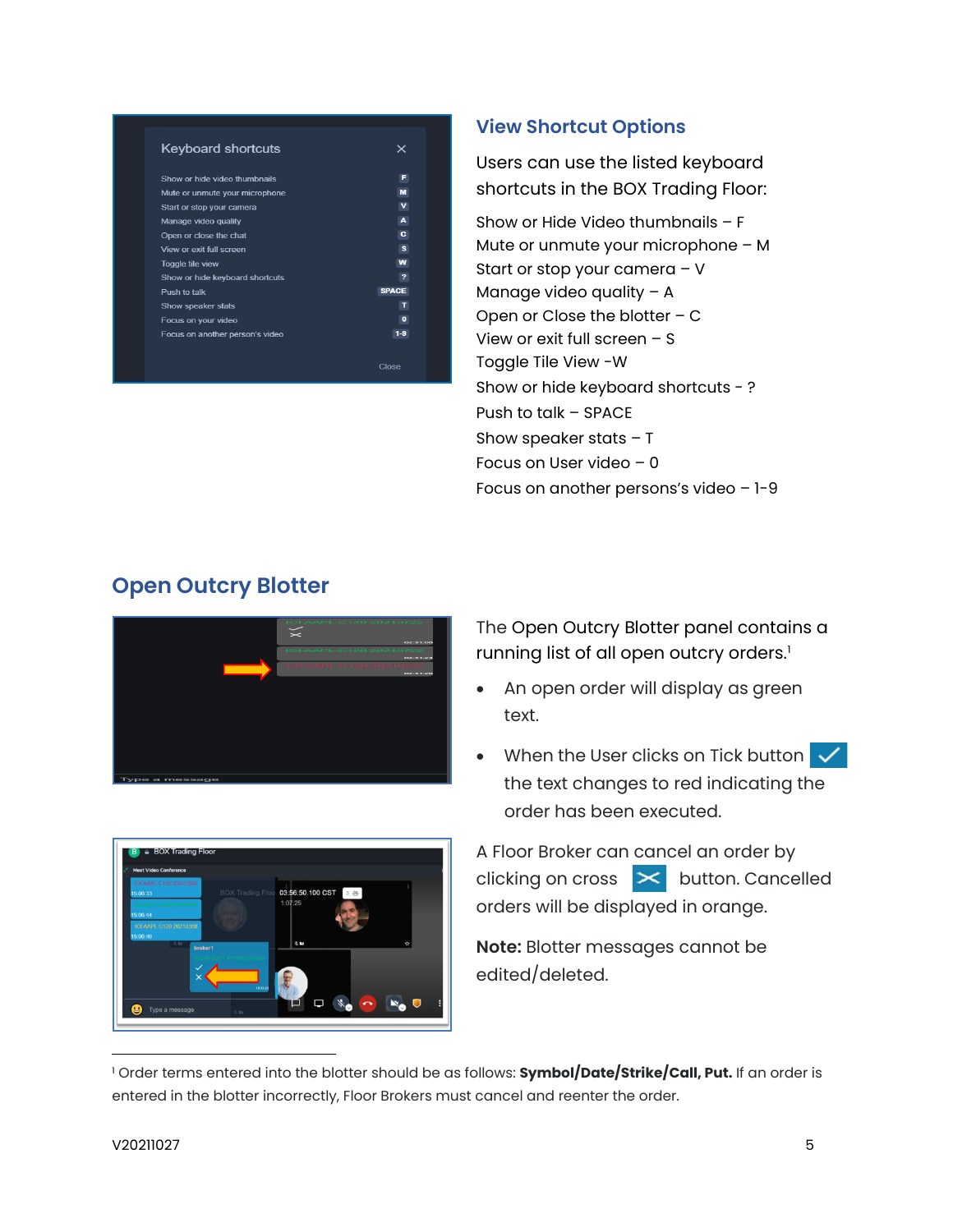## View Shortcut Options

Users can use the listed keyboard shortcuts in the BOX Trading Floor:

Show or Hide Video thumbnails – F
Mute or unmute your microphone – M
Start or stop your camera – V
Manage video quality – A
Open or Close the blotter – C
View or exit full screen – S
Toggle Tile View -W
Show or hide keyboard shortcuts - ?
Push to talk – SPACE
Show speaker stats – T
Focus on User video – 0
Focus on another persons's video – 1-9

## Open Outcry Blotter

The Open Outcry Blotter panel contains a running list of all open outcry orders.[1]

- An open order will display as green text.
- When the User clicks on Tick button the text changes to red indicating the order has been executed.

A Floor Broker can cancel an order by clicking on cross button. Cancelled orders will be displayed in orange.

**Note:** Blotter messages cannot be edited/deleted.

[1] Order terms entered into the blotter should be as follows: **Symbol/Date/Strike/Call, Put.** If an order is entered in the blotter incorrectly, Floor Brokers must cancel and reenter the order.

V20211027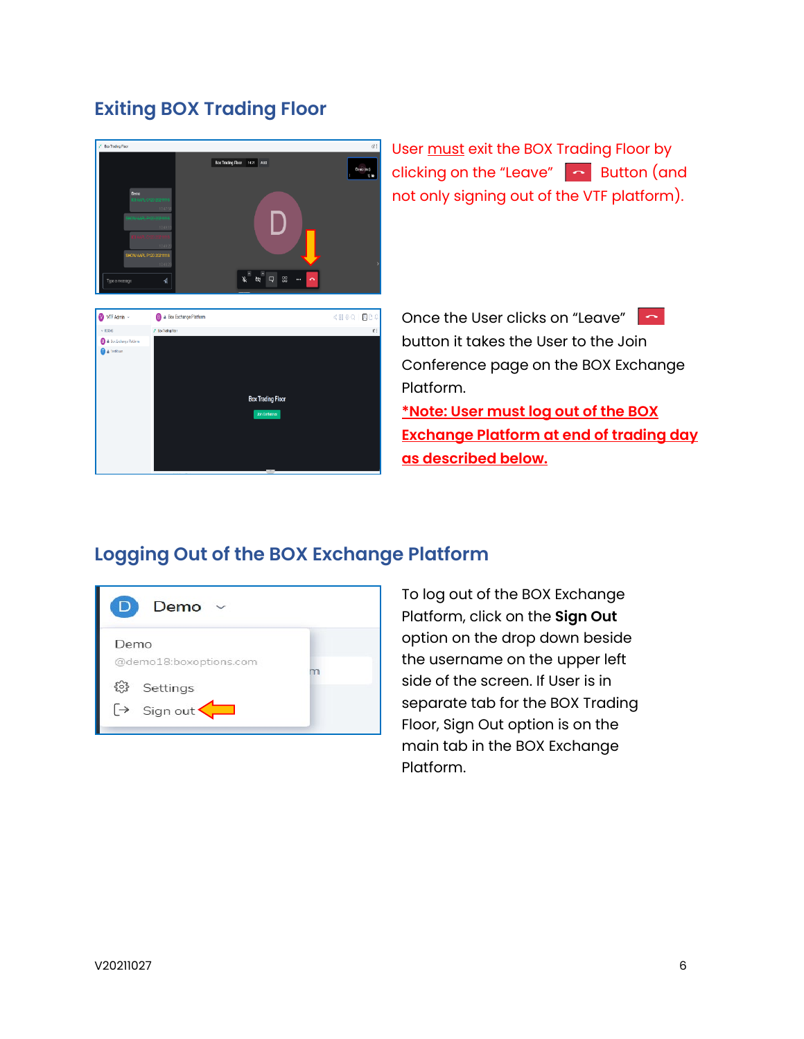## Exiting BOX Trading Floor

User must exit the BOX Trading Floor by clicking on the "Leave" Button (and not only signing out of the VTF platform).

Once the User clicks on "Leave" button it takes the User to the Join Conference page on the BOX Exchange Platform.

***Note: User must log out of the BOX Exchange Platform at end of trading day as described below.**

## Logging Out of the BOX Exchange Platform

To log out of the BOX Exchange Platform, click on the **Sign Out** option on the drop down beside the username on the upper left side of the screen. If User is in separate tab for the BOX Trading Floor, Sign Out option is on the main tab in the BOX Exchange Platform.

V20211027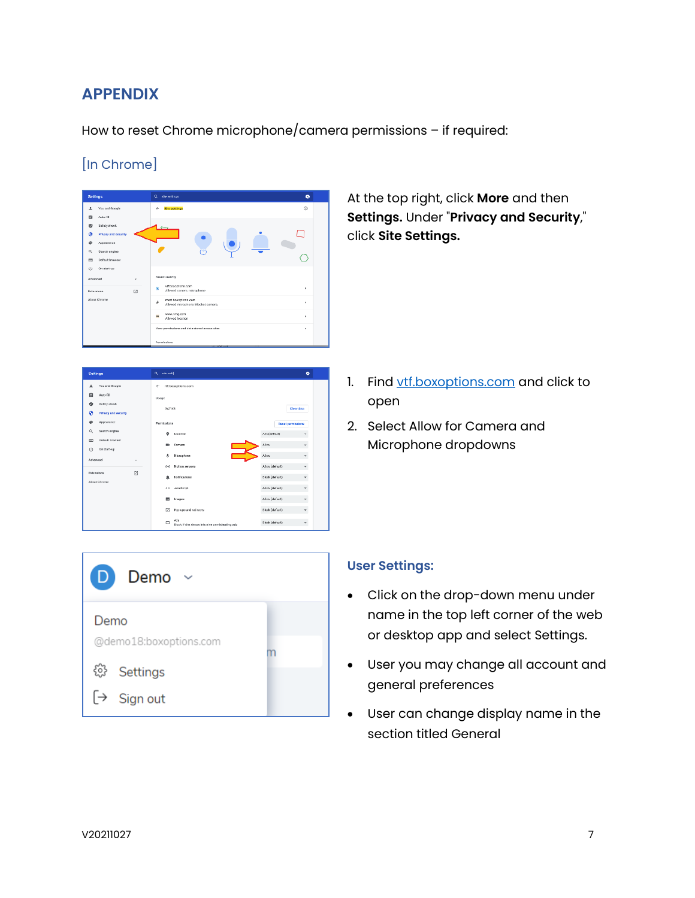## APPENDIX

How to reset Chrome microphone/camera permissions – if required:

[In Chrome]

At the top right, click **More** and then **Settings.** Under "**Privacy and Security**," click **Site Settings.**

1. Find vtf.boxoptions.com and click to open
2. Select Allow for Camera and Microphone dropdowns

### User Settings:

- Click on the drop-down menu under name in the top left corner of the web or desktop app and select Settings.
- User you may change all account and general preferences
- User can change display name in the section titled General

V20211027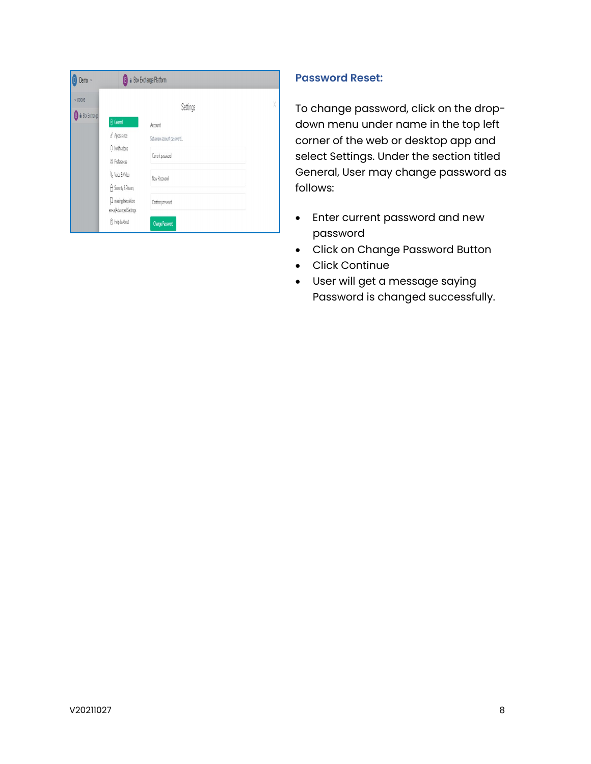## Password Reset:

To change password, click on the drop-down menu under name in the top left corner of the web or desktop app and select Settings. Under the section titled General, User may change password as follows:

- Enter current password and new password
- Click on Change Password Button
- Click Continue
- User will get a message saying Password is changed successfully.

V20211027